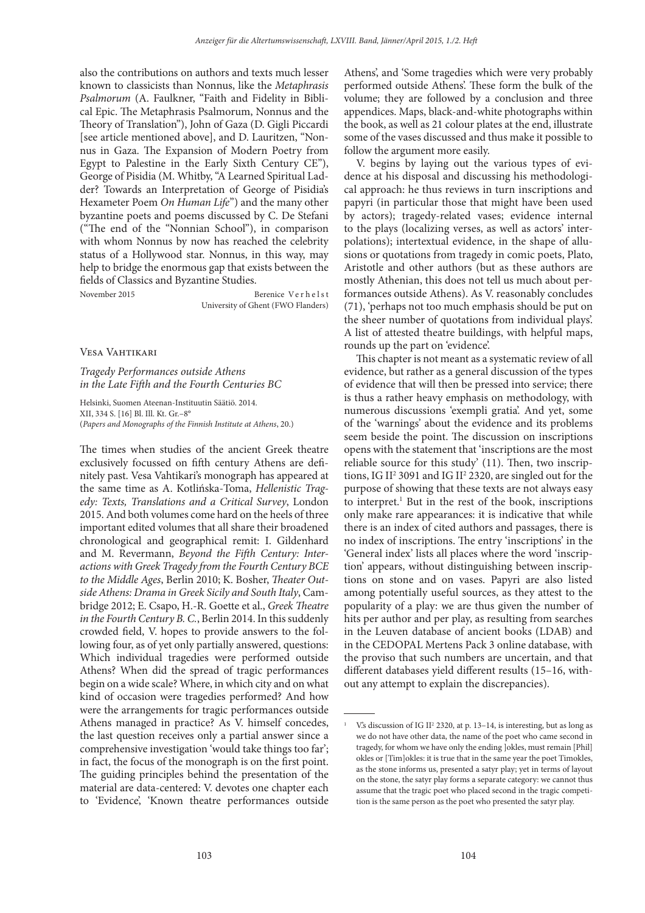also the contributions on authors and texts much lesser known to classicists than Nonnus, like the *Metaphrasis Psalmorum* (A. Faulkner, "Faith and Fidelity in Biblical Epic. The Metaphrasis Psalmorum, Nonnus and the Theory of Translation"), John of Gaza (D. Gigli Piccardi [see article mentioned above], and D. Lauritzen, "Nonnus in Gaza. The Expansion of Modern Poetry from Egypt to Palestine in the Early Sixth Century CE"), George of Pisidia (M. Whitby, "A Learned Spiritual Ladder? Towards an Interpretation of George of Pisidia's Hexameter Poem *On Human Life*") and the many other byzantine poets and poems discussed by C. De Stefani ("The end of the "Nonnian School"), in comparison with whom Nonnus by now has reached the celebrity status of a Hollywood star. Nonnus, in this way, may help to bridge the enormous gap that exists between the fields of Classics and Byzantine Studies.

November 2015

Berenice Verhelst
University of Ghent (FWO Flanders)

## Vesa Vahtikari

*Tragedy Performances outside Athens in the Late Fifth and the Fourth Centuries BC*

Helsinki, Suomen Ateenan-Instituutin Säätiö. 2014. XII, 334 S. [16] Bl. Ill. Kt. Gr.–8°
(*Papers and Monographs of the Finnish Institute at Athens*, 20.)

The times when studies of the ancient Greek theatre exclusively focussed on fifth century Athens are definitely past. Vesa Vahtikari's monograph has appeared at the same time as A. Kotlińska-Toma, *Hellenistic Tragedy: Texts, Translations and a Critical Survey*, London 2015. And both volumes come hard on the heels of three important edited volumes that all share their broadened chronological and geographical remit: I. Gildenhard and M. Revermann, *Beyond the Fifth Century: Interactions with Greek Tragedy from the Fourth Century BCE to the Middle Ages*, Berlin 2010; K. Bosher, *Theater Outside Athens: Drama in Greek Sicily and South Italy*, Cambridge 2012; E. Csapo, H.-R. Goette et al., *Greek Theatre in the Fourth Century B. C.*, Berlin 2014. In this suddenly crowded field, V. hopes to provide answers to the following four, as of yet only partially answered, questions: Which individual tragedies were performed outside Athens? When did the spread of tragic performances begin on a wide scale? Where, in which city and on what kind of occasion were tragedies performed? And how were the arrangements for tragic performances outside Athens managed in practice? As V. himself concedes, the last question receives only a partial answer since a comprehensive investigation 'would take things too far'; in fact, the focus of the monograph is on the first point. The guiding principles behind the presentation of the material are data-centered: V. devotes one chapter each to 'Evidence', 'Known theatre performances outside Athens', and 'Some tragedies which were very probably performed outside Athens'. These form the bulk of the volume; they are followed by a conclusion and three appendices. Maps, black-and-white photographs within the book, as well as 21 colour plates at the end, illustrate some of the vases discussed and thus make it possible to follow the argument more easily.

V. begins by laying out the various types of evidence at his disposal and discussing his methodological approach: he thus reviews in turn inscriptions and papyri (in particular those that might have been used by actors); tragedy-related vases; evidence internal to the plays (localizing verses, as well as actors' interpolations); intertextual evidence, in the shape of allusions or quotations from tragedy in comic poets, Plato, Aristotle and other authors (but as these authors are mostly Athenian, this does not tell us much about performances outside Athens). As V. reasonably concludes (71), 'perhaps not too much emphasis should be put on the sheer number of quotations from individual plays'. A list of attested theatre buildings, with helpful maps, rounds up the part on 'evidence'.

This chapter is not meant as a systematic review of all evidence, but rather as a general discussion of the types of evidence that will then be pressed into service; there is thus a rather heavy emphasis on methodology, with numerous discussions 'exempli gratia'. And yet, some of the 'warnings' about the evidence and its problems seem beside the point. The discussion on inscriptions opens with the statement that 'inscriptions are the most reliable source for this study' (11). Then, two inscriptions, IG II² 3091 and IG II² 2320, are singled out for the purpose of showing that these texts are not always easy to interpret.[1] But in the rest of the book, inscriptions only make rare appearances: it is indicative that while there is an index of cited authors and passages, there is no index of inscriptions. The entry 'inscriptions' in the 'General index' lists all places where the word 'inscription' appears, without distinguishing between inscriptions on stone and on vases. Papyri are also listed among potentially useful sources, as they attest to the popularity of a play: we are thus given the number of hits per author and per play, as resulting from searches in the Leuven database of ancient books (LDAB) and in the CEDOPAL Mertens Pack 3 online database, with the proviso that such numbers are uncertain, and that different databases yield different results (15–16, without any attempt to explain the discrepancies).

---

[1] V.'s discussion of IG II² 2320, at p. 13–14, is interesting, but as long as we do not have other data, the name of the poet who came second in tragedy, for whom we have only the ending ]okles, must remain [Phil]okles or [Tim]okles: it is true that in the same year the poet Timokles, as the stone informs us, presented a satyr play; yet in terms of layout on the stone, the satyr play forms a separate category: we cannot thus assume that the tragic poet who placed second in the tragic competition is the same person as the poet who presented the satyr play.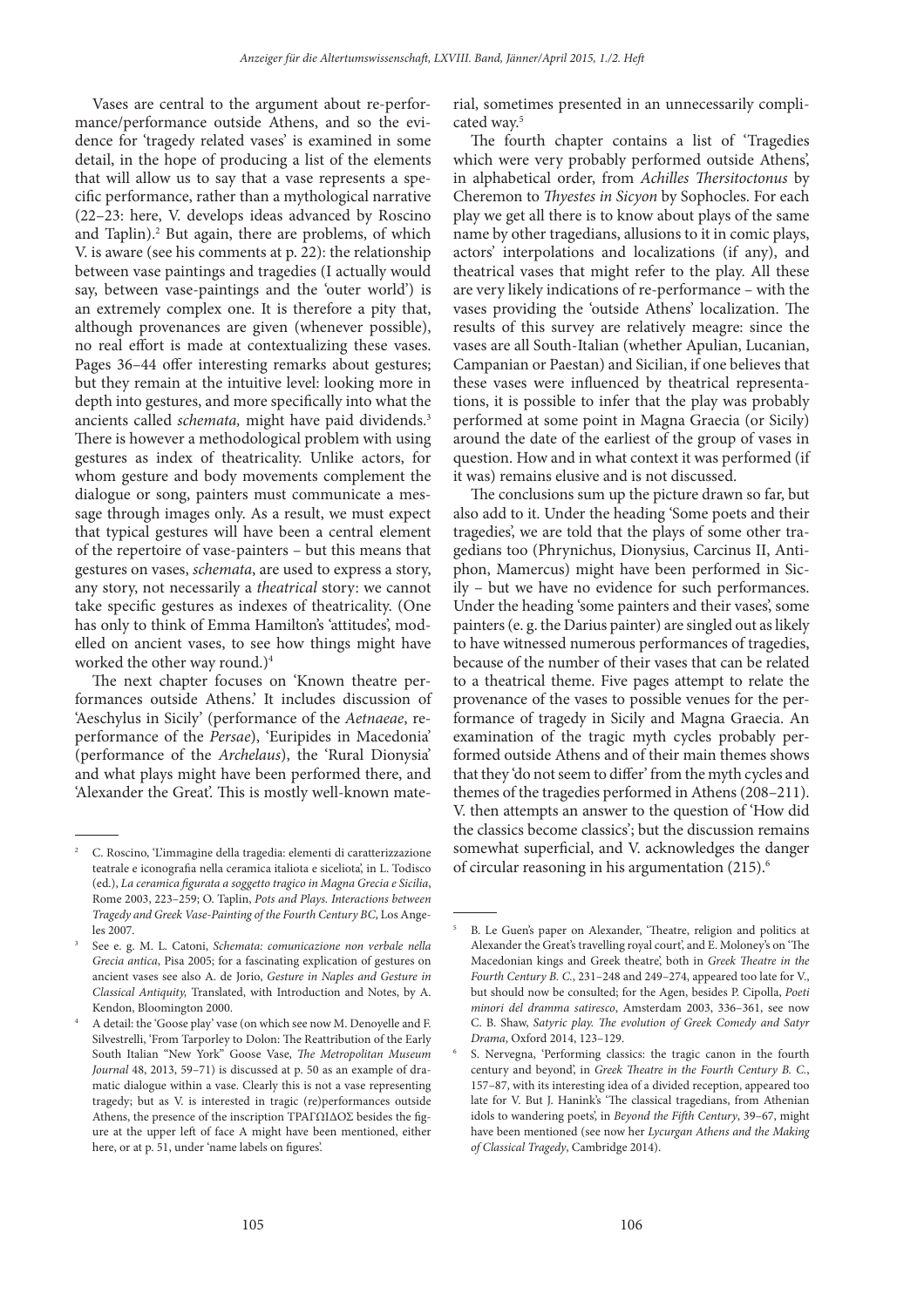Vases are central to the argument about re-performance/performance outside Athens, and so the evidence for 'tragedy related vases' is examined in some detail, in the hope of producing a list of the elements that will allow us to say that a vase represents a specific performance, rather than a mythological narrative (22–23: here, V. develops ideas advanced by Roscino and Taplin).[2] But again, there are problems, of which V. is aware (see his comments at p. 22): the relationship between vase paintings and tragedies (I actually would say, between vase-paintings and the 'outer world') is an extremely complex one. It is therefore a pity that, although provenances are given (whenever possible), no real effort is made at contextualizing these vases. Pages 36–44 offer interesting remarks about gestures; but they remain at the intuitive level: looking more in depth into gestures, and more specifically into what the ancients called *schemata,* might have paid dividends.[3] There is however a methodological problem with using gestures as index of theatricality. Unlike actors, for whom gesture and body movements complement the dialogue or song, painters must communicate a message through images only. As a result, we must expect that typical gestures will have been a central element of the repertoire of vase-painters – but this means that gestures on vases, *schemata*, are used to express a story, any story, not necessarily a *theatrical* story: we cannot take specific gestures as indexes of theatricality. (One has only to think of Emma Hamilton's 'attitudes', modelled on ancient vases, to see how things might have worked the other way round.)[4]

The next chapter focuses on 'Known theatre performances outside Athens.' It includes discussion of 'Aeschylus in Sicily' (performance of the *Aetnaeae*, re-performance of the *Persae*), 'Euripides in Macedonia' (performance of the *Archelaus*), the 'Rural Dionysia' and what plays might have been performed there, and 'Alexander the Great'. This is mostly well-known material, sometimes presented in an unnecessarily complicated way.[5]

The fourth chapter contains a list of 'Tragedies which were very probably performed outside Athens', in alphabetical order, from *Achilles Thersitoctonus* by Cheremon to *Thyestes in Sicyon* by Sophocles. For each play we get all there is to know about plays of the same name by other tragedians, allusions to it in comic plays, actors' interpolations and localizations (if any), and theatrical vases that might refer to the play. All these are very likely indications of re-performance – with the vases providing the 'outside Athens' localization. The results of this survey are relatively meagre: since the vases are all South-Italian (whether Apulian, Lucanian, Campanian or Paestan) and Sicilian, if one believes that these vases were influenced by theatrical representations, it is possible to infer that the play was probably performed at some point in Magna Graecia (or Sicily) around the date of the earliest of the group of vases in question. How and in what context it was performed (if it was) remains elusive and is not discussed.

The conclusions sum up the picture drawn so far, but also add to it. Under the heading 'Some poets and their tragedies', we are told that the plays of some other tragedians too (Phrynichus, Dionysius, Carcinus II, Antiphon, Mamercus) might have been performed in Sicily – but we have no evidence for such performances. Under the heading 'some painters and their vases', some painters (e. g. the Darius painter) are singled out as likely to have witnessed numerous performances of tragedies, because of the number of their vases that can be related to a theatrical theme. Five pages attempt to relate the provenance of the vases to possible venues for the performance of tragedy in Sicily and Magna Graecia. An examination of the tragic myth cycles probably performed outside Athens and of their main themes shows that they 'do not seem to differ' from the myth cycles and themes of the tragedies performed in Athens (208–211). V. then attempts an answer to the question of 'How did the classics become classics'; but the discussion remains somewhat superficial, and V. acknowledges the danger of circular reasoning in his argumentation (215).[6]

---

[2] C. Roscino, 'L'immagine della tragedia: elementi di caratterizzazione teatrale e iconografia nella ceramica italiota e siceliota', in L. Todisco (ed.), *La ceramica figurata a soggetto tragico in Magna Grecia e Sicilia*, Rome 2003, 223–259; O. Taplin, *Pots and Plays. Interactions between Tragedy and Greek Vase-Painting of the Fourth Century BC*, Los Angeles 2007.

[3] See e. g. M. L. Catoni, *Schemata: comunicazione non verbale nella Grecia antica*, Pisa 2005; for a fascinating explication of gestures on ancient vases see also A. de Jorio, *Gesture in Naples and Gesture in Classical Antiquity,* Translated, with Introduction and Notes, by A. Kendon, Bloomington 2000.

[4] A detail: the 'Goose play' vase (on which see now M. Denoyelle and F. Silvestrelli, 'From Tarporley to Dolon: The Reattribution of the Early South Italian "New York" Goose Vase, *The Metropolitan Museum Journal* 48, 2013, 59–71) is discussed at p. 50 as an example of dramatic dialogue within a vase. Clearly this is not a vase representing tragedy; but as V. is interested in tragic (re)performances outside Athens, the presence of the inscription ΤΡΑΓΩΙΔΟΣ besides the figure at the upper left of face A might have been mentioned, either here, or at p. 51, under 'name labels on figures'.

[5] B. Le Guen's paper on Alexander, 'Theatre, religion and politics at Alexander the Great's travelling royal court', and E. Moloney's on 'The Macedonian kings and Greek theatre', both in *Greek Theatre in the Fourth Century B. C.*, 231–248 and 249–274, appeared too late for V., but should now be consulted; for the Agen, besides P. Cipolla, *Poeti minori del dramma satiresco*, Amsterdam 2003, 336–361, see now C. B. Shaw, *Satyric play. The evolution of Greek Comedy and Satyr Drama*, Oxford 2014, 123–129.

[6] S. Nervegna, 'Performing classics: the tragic canon in the fourth century and beyond', in *Greek Theatre in the Fourth Century B. C.*, 157–87, with its interesting idea of a divided reception, appeared too late for V. But J. Hanink's 'The classical tragedians, from Athenian idols to wandering poets', in *Beyond the Fifth Century*, 39–67, might have been mentioned (see now her *Lycurgan Athens and the Making of Classical Tragedy*, Cambridge 2014).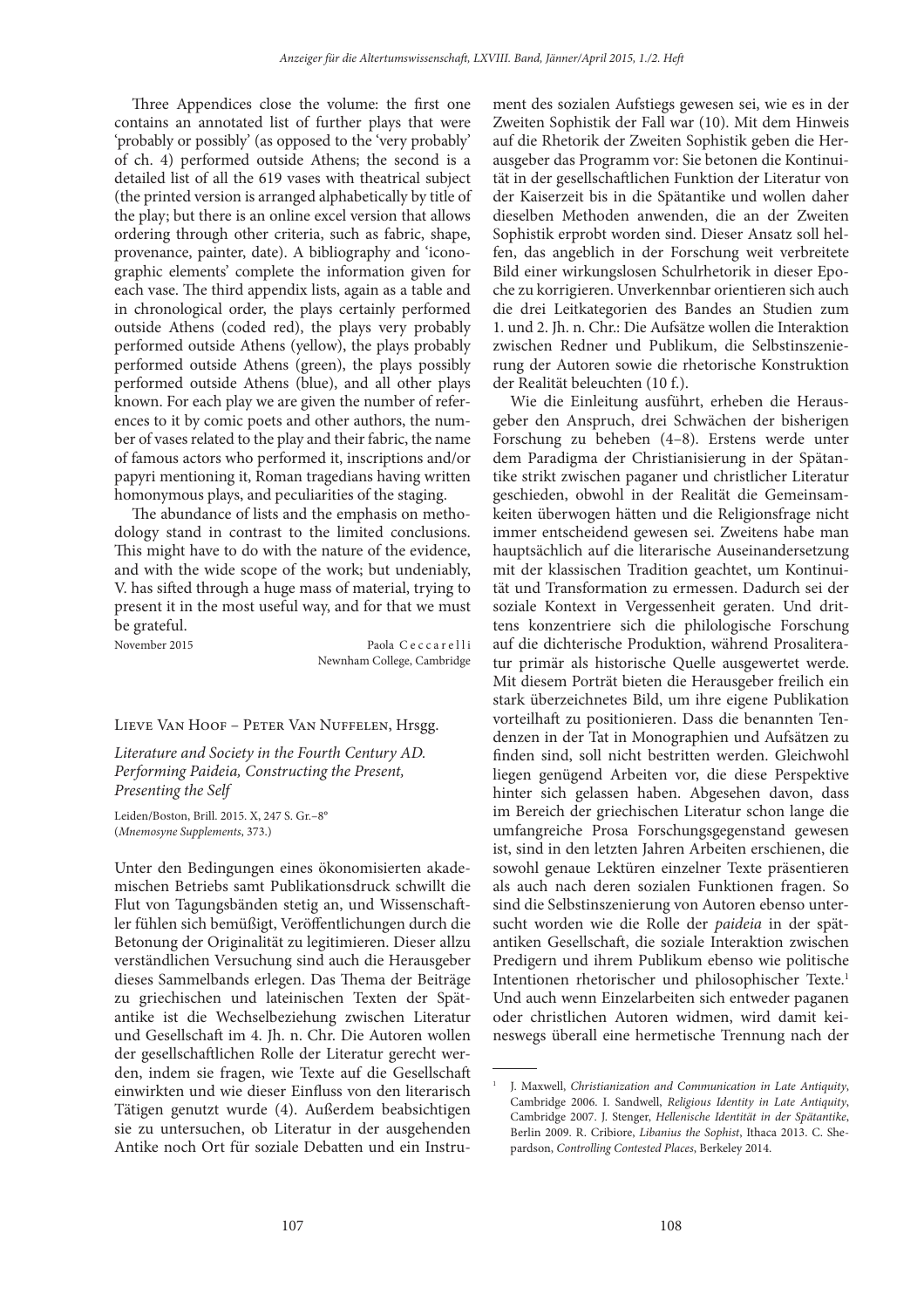Three Appendices close the volume: the first one contains an annotated list of further plays that were 'probably or possibly' (as opposed to the 'very probably' of ch. 4) performed outside Athens; the second is a detailed list of all the 619 vases with theatrical subject (the printed version is arranged alphabetically by title of the play; but there is an online excel version that allows ordering through other criteria, such as fabric, shape, provenance, painter, date). A bibliography and 'iconographic elements' complete the information given for each vase. The third appendix lists, again as a table and in chronological order, the plays certainly performed outside Athens (coded red), the plays very probably performed outside Athens (yellow), the plays probably performed outside Athens (green), the plays possibly performed outside Athens (blue), and all other plays known. For each play we are given the number of references to it by comic poets and other authors, the number of vases related to the play and their fabric, the name of famous actors who performed it, inscriptions and/or papyri mentioning it, Roman tragedians having written homonymous plays, and peculiarities of the staging.

The abundance of lists and the emphasis on methodology stand in contrast to the limited conclusions. This might have to do with the nature of the evidence, and with the wide scope of the work; but undeniably, V. has sifted through a huge mass of material, trying to present it in the most useful way, and for that we must be grateful.

November 2015

Paola Ceccarelli
Newnham College, Cambridge

## Lieve Van Hoof – Peter Van Nuffelen, Hrsgg.

*Literature and Society in the Fourth Century AD. Performing Paideia, Constructing the Present, Presenting the Self*

Leiden/Boston, Brill. 2015. X, 247 S. Gr.–8°
(*Mnemosyne Supplements*, 373.)

Unter den Bedingungen eines ökonomisierten akademischen Betriebs samt Publikationsdruck schwillt die Flut von Tagungsbänden stetig an, und Wissenschaftler fühlen sich bemüßigt, Veröffentlichungen durch die Betonung der Originalität zu legitimieren. Dieser allzu verständlichen Versuchung sind auch die Herausgeber dieses Sammelbands erlegen. Das Thema der Beiträge zu griechischen und lateinischen Texten der Spätantike ist die Wechselbeziehung zwischen Literatur und Gesellschaft im 4. Jh. n. Chr. Die Autoren wollen der gesellschaftlichen Rolle der Literatur gerecht werden, indem sie fragen, wie Texte auf die Gesellschaft einwirkten und wie dieser Einfluss von den literarisch Tätigen genutzt wurde (4). Außerdem beabsichtigen sie zu untersuchen, ob Literatur in der ausgehenden Antike noch Ort für soziale Debatten und ein Instrument des sozialen Aufstiegs gewesen sei, wie es in der Zweiten Sophistik der Fall war (10). Mit dem Hinweis auf die Rhetorik der Zweiten Sophistik geben die Herausgeber das Programm vor: Sie betonen die Kontinuität in der gesellschaftlichen Funktion der Literatur von der Kaiserzeit bis in die Spätantike und wollen daher dieselben Methoden anwenden, die an der Zweiten Sophistik erprobt worden sind. Dieser Ansatz soll helfen, das angeblich in der Forschung weit verbreitete Bild einer wirkungslosen Schulrhetorik in dieser Epoche zu korrigieren. Unverkennbar orientieren sich auch die drei Leitkategorien des Bandes an Studien zum 1. und 2. Jh. n. Chr.: Die Aufsätze wollen die Interaktion zwischen Redner und Publikum, die Selbstinszenierung der Autoren sowie die rhetorische Konstruktion der Realität beleuchten (10 f.).

Wie die Einleitung ausführt, erheben die Herausgeber den Anspruch, drei Schwächen der bisherigen Forschung zu beheben (4–8). Erstens werde unter dem Paradigma der Christianisierung in der Spätantike strikt zwischen paganer und christlicher Literatur geschieden, obwohl in der Realität die Gemeinsamkeiten überwogen hätten und die Religionsfrage nicht immer entscheidend gewesen sei. Zweitens habe man hauptsächlich auf die literarische Auseinandersetzung mit der klassischen Tradition geachtet, um Kontinuität und Transformation zu ermessen. Dadurch sei der soziale Kontext in Vergessenheit geraten. Und drittens konzentriere sich die philologische Forschung auf die dichterische Produktion, während Prosaliteratur primär als historische Quelle ausgewertet werde. Mit diesem Porträt bieten die Herausgeber freilich ein stark überzeichnetes Bild, um ihre eigene Publikation vorteilhaft zu positionieren. Dass die benannten Tendenzen in der Tat in Monographien und Aufsätzen zu finden sind, soll nicht bestritten werden. Gleichwohl liegen genügend Arbeiten vor, die diese Perspektive hinter sich gelassen haben. Abgesehen davon, dass im Bereich der griechischen Literatur schon lange die umfangreiche Prosa Forschungsgegenstand gewesen ist, sind in den letzten Jahren Arbeiten erschienen, die sowohl genaue Lektüren einzelner Texte präsentieren als auch nach deren sozialen Funktionen fragen. So sind die Selbstinszenierung von Autoren ebenso untersucht worden wie die Rolle der *paideia* in der spätantiken Gesellschaft, die soziale Interaktion zwischen Predigern und ihrem Publikum ebenso wie politische Intentionen rhetorischer und philosophischer Texte.[1] Und auch wenn Einzelarbeiten sich entweder paganen oder christlichen Autoren widmen, wird damit keineswegs überall eine hermetische Trennung nach der

[1] J. Maxwell, *Christianization and Communication in Late Antiquity*, Cambridge 2006. I. Sandwell, *Religious Identity in Late Antiquity*, Cambridge 2007. J. Stenger, *Hellenische Identität in der Spätantike*, Berlin 2009. R. Cribiore, *Libanius the Sophist*, Ithaca 2013. C. Shepardson, *Controlling Contested Places*, Berkeley 2014.